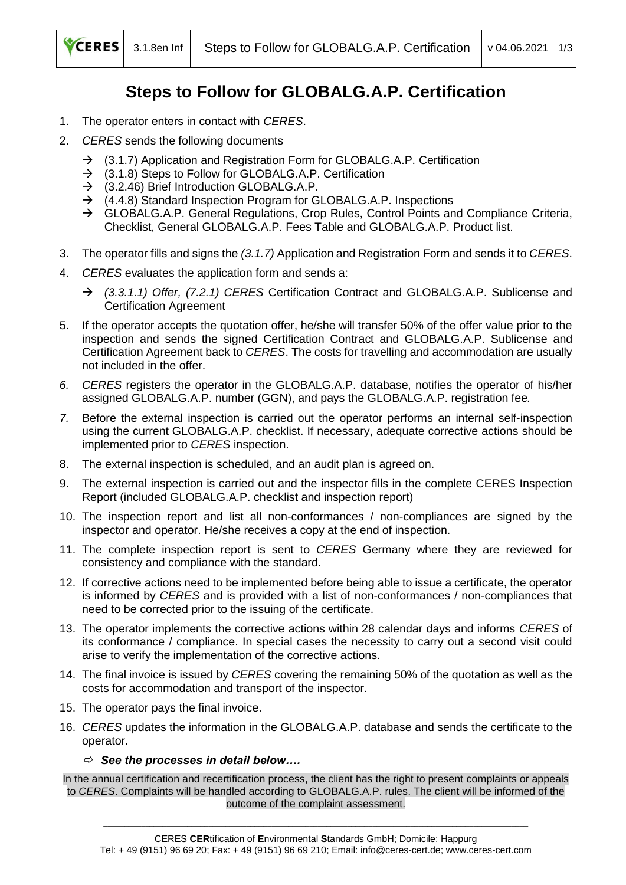# Steps to Follow for GLOBALG.A.P. Certification

1. The operator enters in contact with *CERES*.
2. *CERES* sends the following documents
   - → (3.1.7) Application and Registration Form for GLOBALG.A.P. Certification
   - → (3.1.8) Steps to Follow for GLOBALG.A.P. Certification
   - → (3.2.46) Brief Introduction GLOBALG.A.P.
   - → (4.4.8) Standard Inspection Program for GLOBALG.A.P. Inspections
   - → GLOBALG.A.P. General Regulations, Crop Rules, Control Points and Compliance Criteria, Checklist, General GLOBALG.A.P. Fees Table and GLOBALG.A.P. Product list.
3. The operator fills and signs the *(3.1.7)* Application and Registration Form and sends it to *CERES*.
4. *CERES* evaluates the application form and sends a:
   - → *(3.3.1.1) Offer, (7.2.1) CERES* Certification Contract and GLOBALG.A.P. Sublicense and Certification Agreement
5. If the operator accepts the quotation offer, he/she will transfer 50% of the offer value prior to the inspection and sends the signed Certification Contract and GLOBALG.A.P. Sublicense and Certification Agreement back to *CERES*. The costs for travelling and accommodation are usually not included in the offer.
6. *CERES* registers the operator in the GLOBALG.A.P. database, notifies the operator of his/her assigned GLOBALG.A.P. number (GGN), and pays the GLOBALG.A.P. registration fee*.*
7. Before the external inspection is carried out the operator performs an internal self-inspection using the current GLOBALG.A.P. checklist. If necessary, adequate corrective actions should be implemented prior to *CERES* inspection.
8. The external inspection is scheduled, and an audit plan is agreed on.
9. The external inspection is carried out and the inspector fills in the complete CERES Inspection Report (included GLOBALG.A.P. checklist and inspection report)
10. The inspection report and list all non-conformances / non-compliances are signed by the inspector and operator. He/she receives a copy at the end of inspection.
11. The complete inspection report is sent to *CERES* Germany where they are reviewed for consistency and compliance with the standard.
12. If corrective actions need to be implemented before being able to issue a certificate, the operator is informed by *CERES* and is provided with a list of non-conformances / non-compliances that need to be corrected prior to the issuing of the certificate.
13. The operator implements the corrective actions within 28 calendar days and informs *CERES* of its conformance / compliance. In special cases the necessity to carry out a second visit could arise to verify the implementation of the corrective actions.
14. The final invoice is issued by *CERES* covering the remaining 50% of the quotation as well as the costs for accommodation and transport of the inspector.
15. The operator pays the final invoice.
16. *CERES* updates the information in the GLOBALG.A.P. database and sends the certificate to the operator.

⇨ ***See the processes in detail below….***

In the annual certification and recertification process, the client has the right to present complaints or appeals to *CERES*. Complaints will be handled according to GLOBALG.A.P. rules. The client will be informed of the outcome of the complaint assessment.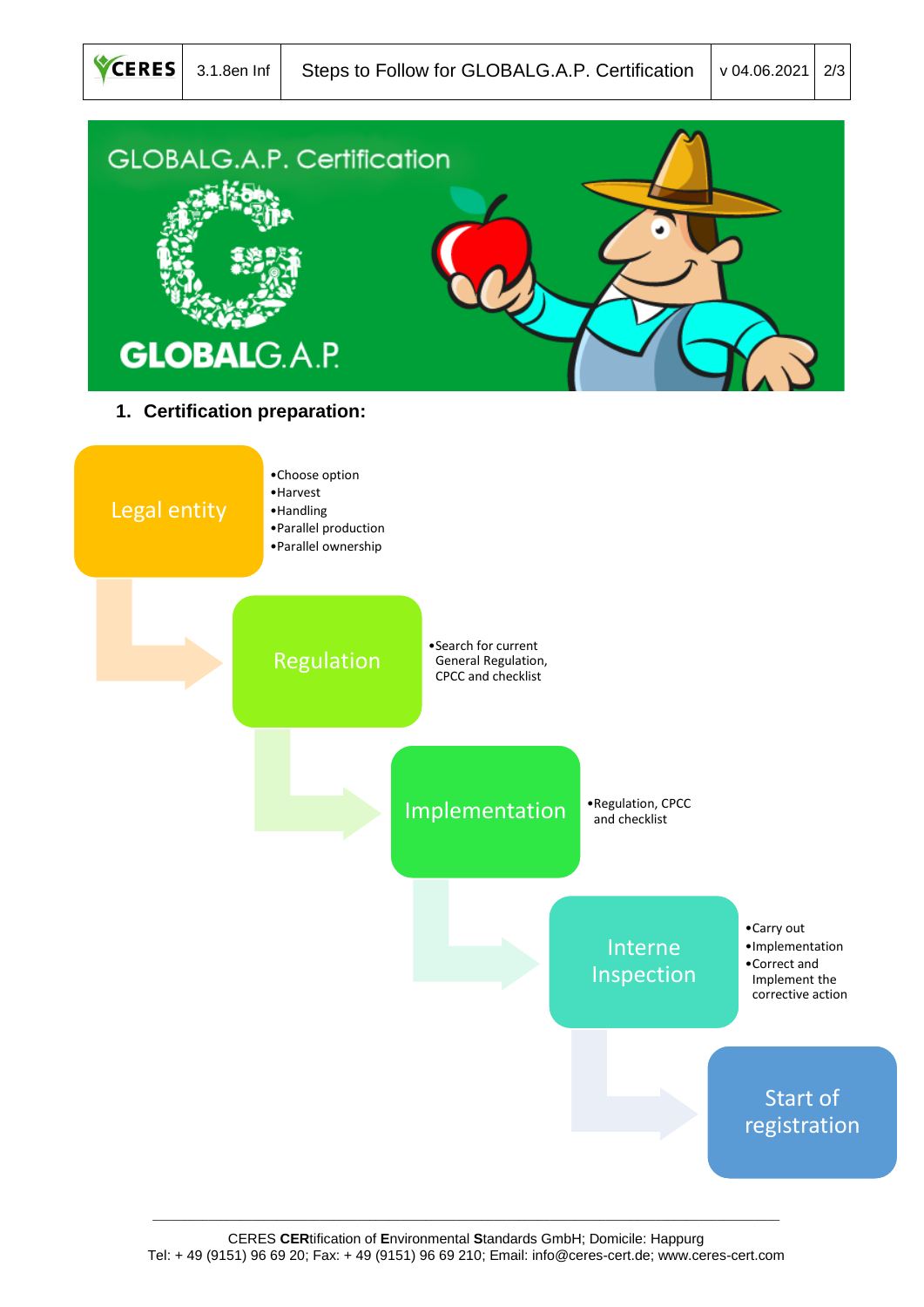## 1. Certification preparation:

**Legal entity**
- Choose option
- Harvest
- Handling
- Parallel production
- Parallel ownership

**Regulation**
- Search for current General Regulation, CPCC and checklist

**Implementation**
- Regulation, CPCC and checklist

**Interne Inspection**
- Carry out
- Implementation
- Correct and Implement the corrective action

**Start of registration**

CERES **CER**tification of **E**nvironmental **S**tandards GmbH; Domicile: Happurg
Tel: + 49 (9151) 96 69 20; Fax: + 49 (9151) 96 69 210; Email: info@ceres-cert.de; www.ceres-cert.com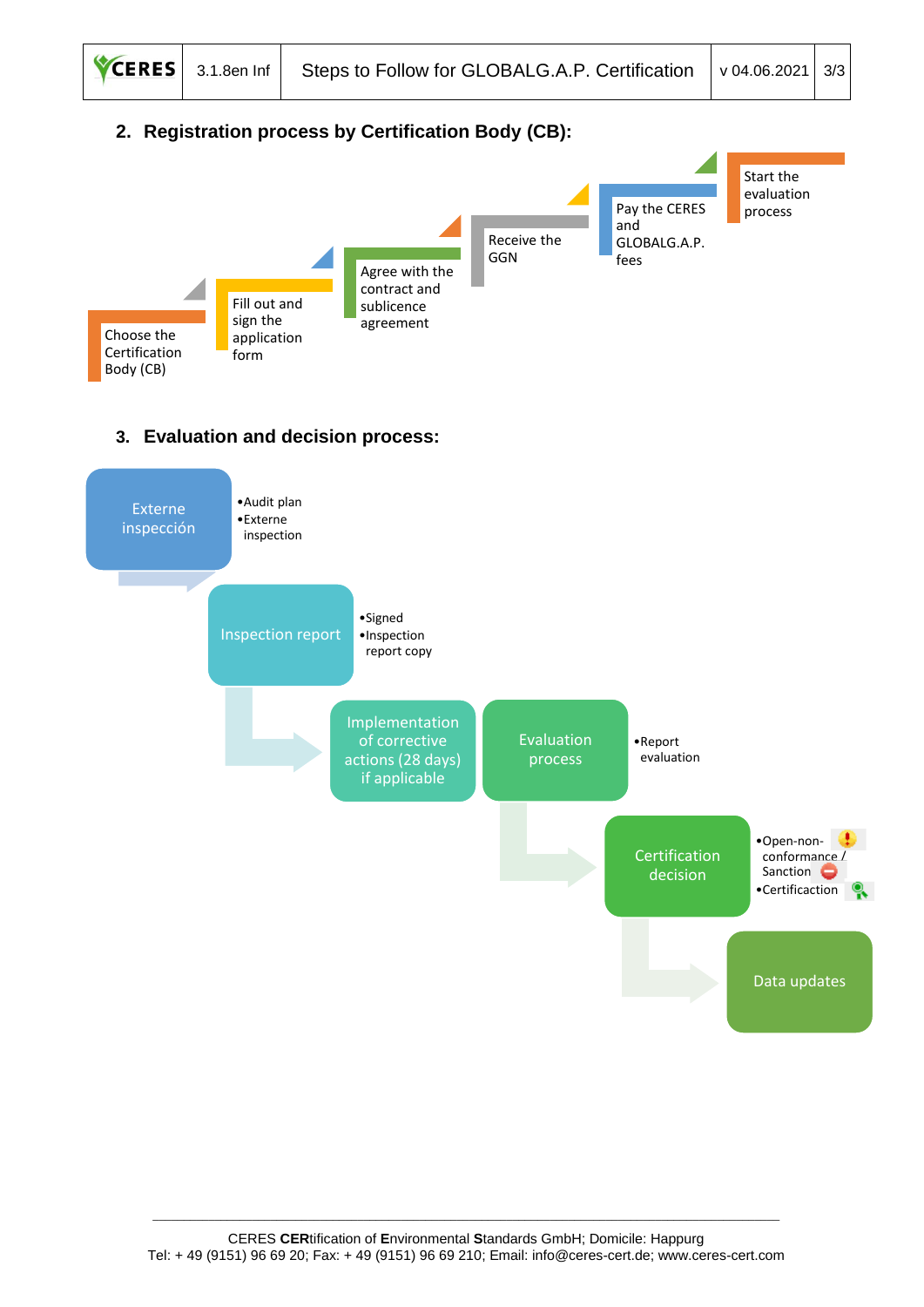## 2. Registration process by Certification Body (CB):

Choose the Certification Body (CB)

Fill out and sign the application form

Agree with the contract and sublicence agreement

Receive the GGN

Pay the CERES and GLOBALG.A.P. fees

Start the evaluation process

## 3. Evaluation and decision process:

Externe inspección
- Audit plan
- Externe inspection

Inspection report
- Signed
- Inspection report copy

Implementation of corrective actions (28 days) if applicable

Evaluation process
- Report evaluation

Certification decision
- Open-non-conformance / Sanction
- Certificaction

Data updates

CERES **CER**tification of **E**nvironmental **S**tandards GmbH; Domicile: Happurg
Tel: + 49 (9151) 96 69 20; Fax: + 49 (9151) 96 69 210; Email: info@ceres-cert.de; www.ceres-cert.com